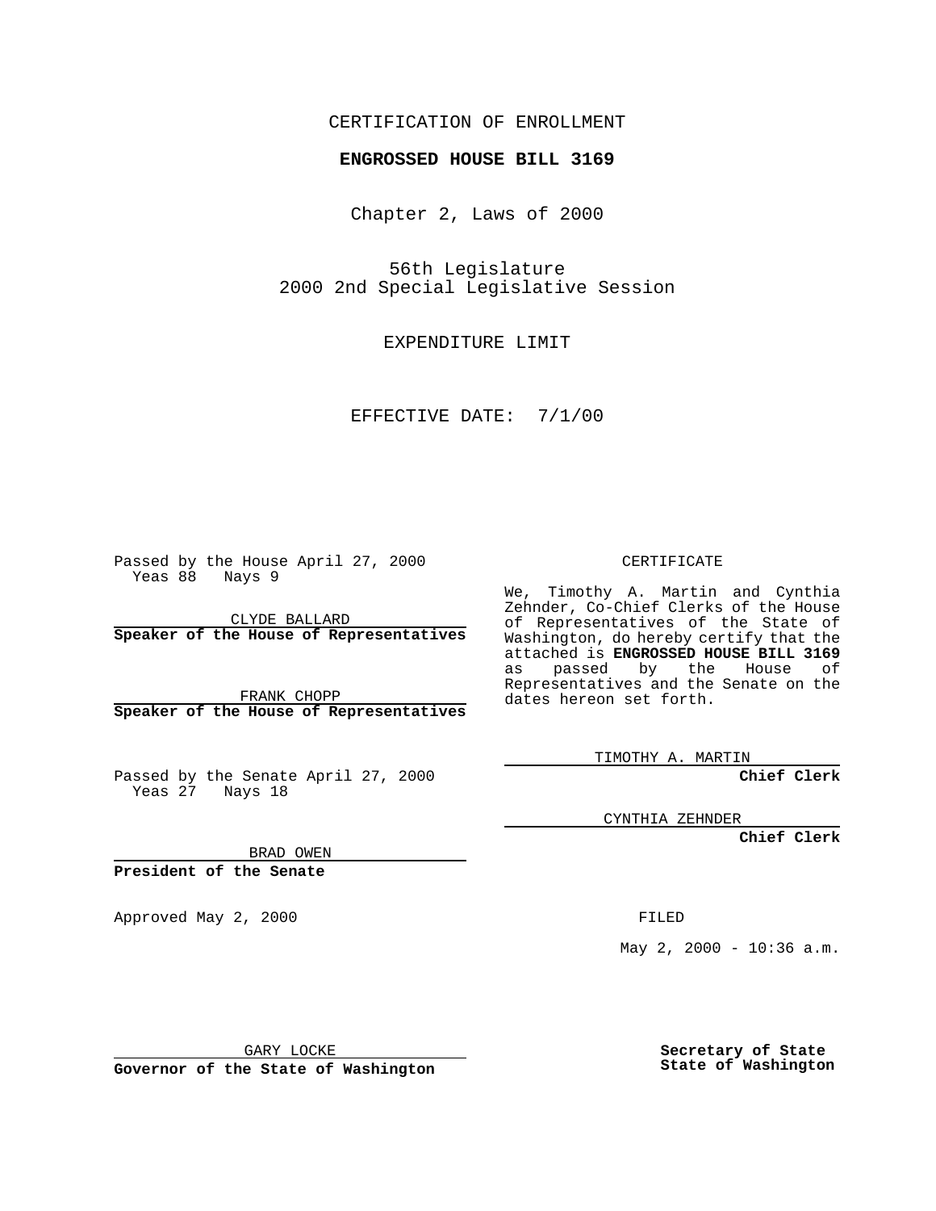CERTIFICATION OF ENROLLMENT

**ENGROSSED HOUSE BILL 3169**

Chapter 2, Laws of 2000

56th Legislature
2000 2nd Special Legislative Session

EXPENDITURE LIMIT

EFFECTIVE DATE: 7/1/00

Passed by the House April 27, 2000
Yeas 88 Nays 9

CLYDE BALLARD
**Speaker of the House of Representatives**

FRANK CHOPP
**Speaker of the House of Representatives**

Passed by the Senate April 27, 2000
Yeas 27 Nays 18

BRAD OWEN
**President of the Senate**

Approved May 2, 2000

GARY LOCKE
**Governor of the State of Washington**

CERTIFICATE

We, Timothy A. Martin and Cynthia Zehnder, Co-Chief Clerks of the House of Representatives of the State of Washington, do hereby certify that the attached is **ENGROSSED HOUSE BILL 3169** as passed by the House of Representatives and the Senate on the dates hereon set forth.

TIMOTHY A. MARTIN
**Chief Clerk**

CYNTHIA ZEHNDER
**Chief Clerk**

FILED

May 2, 2000 - 10:36 a.m.

**Secretary of State**
**State of Washington**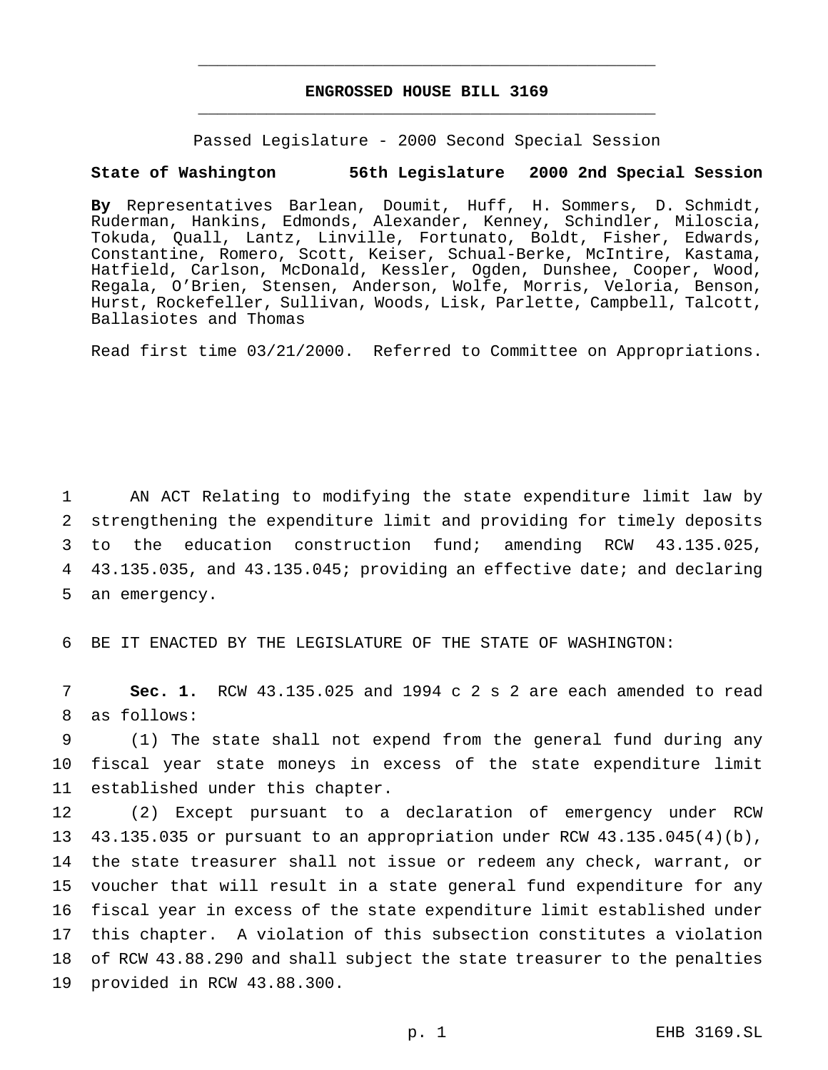# ENGROSSED HOUSE BILL 3169

Passed Legislature - 2000 Second Special Session

**State of Washington 56th Legislature 2000 2nd Special Session**

**By** Representatives Barlean, Doumit, Huff, H. Sommers, D. Schmidt, Ruderman, Hankins, Edmonds, Alexander, Kenney, Schindler, Miloscia, Tokuda, Quall, Lantz, Linville, Fortunato, Boldt, Fisher, Edwards, Constantine, Romero, Scott, Keiser, Schual-Berke, McIntire, Kastama, Hatfield, Carlson, McDonald, Kessler, Ogden, Dunshee, Cooper, Wood, Regala, O'Brien, Stensen, Anderson, Wolfe, Morris, Veloria, Benson, Hurst, Rockefeller, Sullivan, Woods, Lisk, Parlette, Campbell, Talcott, Ballasiotes and Thomas

Read first time 03/21/2000. Referred to Committee on Appropriations.

AN ACT Relating to modifying the state expenditure limit law by strengthening the expenditure limit and providing for timely deposits to the education construction fund; amending RCW 43.135.025, 43.135.035, and 43.135.045; providing an effective date; and declaring an emergency.

BE IT ENACTED BY THE LEGISLATURE OF THE STATE OF WASHINGTON:

**Sec. 1.** RCW 43.135.025 and 1994 c 2 s 2 are each amended to read as follows:

(1) The state shall not expend from the general fund during any fiscal year state moneys in excess of the state expenditure limit established under this chapter.

(2) Except pursuant to a declaration of emergency under RCW 43.135.035 or pursuant to an appropriation under RCW 43.135.045(4)(b), the state treasurer shall not issue or redeem any check, warrant, or voucher that will result in a state general fund expenditure for any fiscal year in excess of the state expenditure limit established under this chapter. A violation of this subsection constitutes a violation of RCW 43.88.290 and shall subject the state treasurer to the penalties provided in RCW 43.88.300.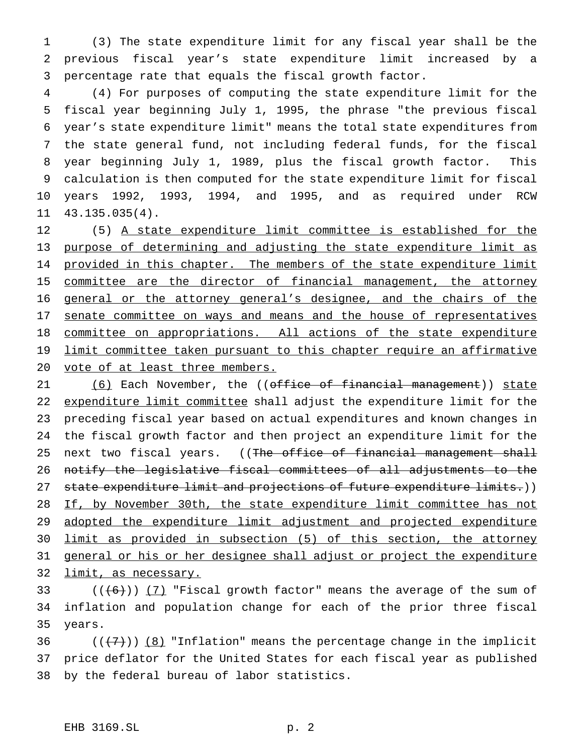(3) The state expenditure limit for any fiscal year shall be the previous fiscal year's state expenditure limit increased by a percentage rate that equals the fiscal growth factor.

(4) For purposes of computing the state expenditure limit for the fiscal year beginning July 1, 1995, the phrase "the previous fiscal year's state expenditure limit" means the total state expenditures from the state general fund, not including federal funds, for the fiscal year beginning July 1, 1989, plus the fiscal growth factor. This calculation is then computed for the state expenditure limit for fiscal years 1992, 1993, 1994, and 1995, and as required under RCW 43.135.035(4).

(5) <u>A state expenditure limit committee is established for the purpose of determining and adjusting the state expenditure limit as provided in this chapter. The members of the state expenditure limit committee are the director of financial management, the attorney general or the attorney general's designee, and the chairs of the senate committee on ways and means and the house of representatives committee on appropriations. All actions of the state expenditure limit committee taken pursuant to this chapter require an affirmative vote of at least three members.</u>

<u>(6)</u> Each November, the ((~~office of financial management~~)) <u>state expenditure limit committee</u> shall adjust the expenditure limit for the preceding fiscal year based on actual expenditures and known changes in the fiscal growth factor and then project an expenditure limit for the next two fiscal years. ((~~The office of financial management shall notify the legislative fiscal committees of all adjustments to the state expenditure limit and projections of future expenditure limits.~~)) <u>If, by November 30th, the state expenditure limit committee has not adopted the expenditure limit adjustment and projected expenditure limit as provided in subsection (5) of this section, the attorney general or his or her designee shall adjust or project the expenditure limit, as necessary.</u>

((~~(6)~~)) <u>(7)</u> "Fiscal growth factor" means the average of the sum of inflation and population change for each of the prior three fiscal years.

((~~(7)~~)) <u>(8)</u> "Inflation" means the percentage change in the implicit price deflator for the United States for each fiscal year as published by the federal bureau of labor statistics.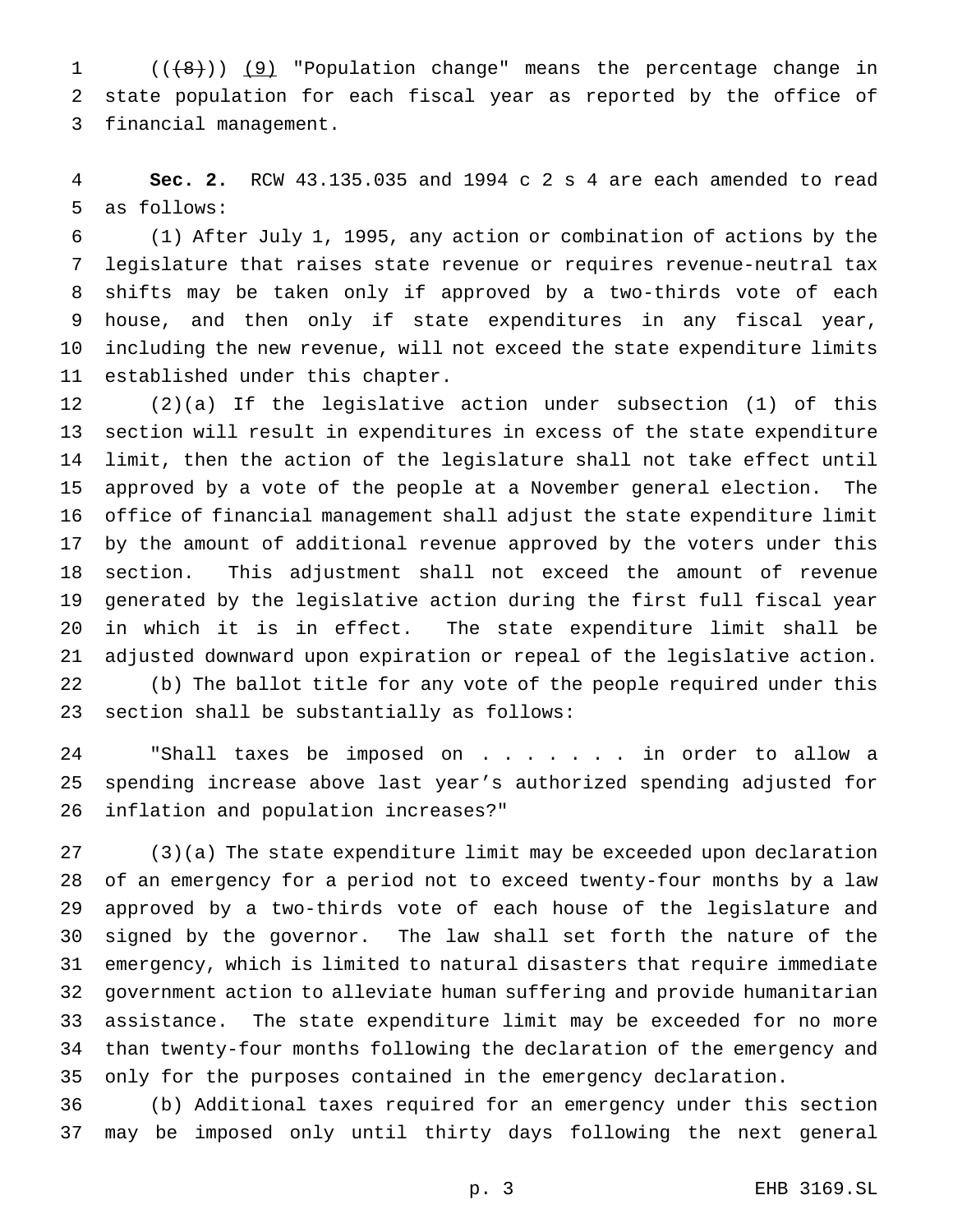((~~(8)~~)) (9) "Population change" means the percentage change in state population for each fiscal year as reported by the office of financial management.

**Sec. 2.** RCW 43.135.035 and 1994 c 2 s 4 are each amended to read as follows:

(1) After July 1, 1995, any action or combination of actions by the legislature that raises state revenue or requires revenue-neutral tax shifts may be taken only if approved by a two-thirds vote of each house, and then only if state expenditures in any fiscal year, including the new revenue, will not exceed the state expenditure limits established under this chapter.

(2)(a) If the legislative action under subsection (1) of this section will result in expenditures in excess of the state expenditure limit, then the action of the legislature shall not take effect until approved by a vote of the people at a November general election. The office of financial management shall adjust the state expenditure limit by the amount of additional revenue approved by the voters under this section. This adjustment shall not exceed the amount of revenue generated by the legislative action during the first full fiscal year in which it is in effect. The state expenditure limit shall be adjusted downward upon expiration or repeal of the legislative action.

(b) The ballot title for any vote of the people required under this section shall be substantially as follows:

"Shall taxes be imposed on . . . . . . . . in order to allow a spending increase above last year's authorized spending adjusted for inflation and population increases?"

(3)(a) The state expenditure limit may be exceeded upon declaration of an emergency for a period not to exceed twenty-four months by a law approved by a two-thirds vote of each house of the legislature and signed by the governor. The law shall set forth the nature of the emergency, which is limited to natural disasters that require immediate government action to alleviate human suffering and provide humanitarian assistance. The state expenditure limit may be exceeded for no more than twenty-four months following the declaration of the emergency and only for the purposes contained in the emergency declaration.

(b) Additional taxes required for an emergency under this section may be imposed only until thirty days following the next general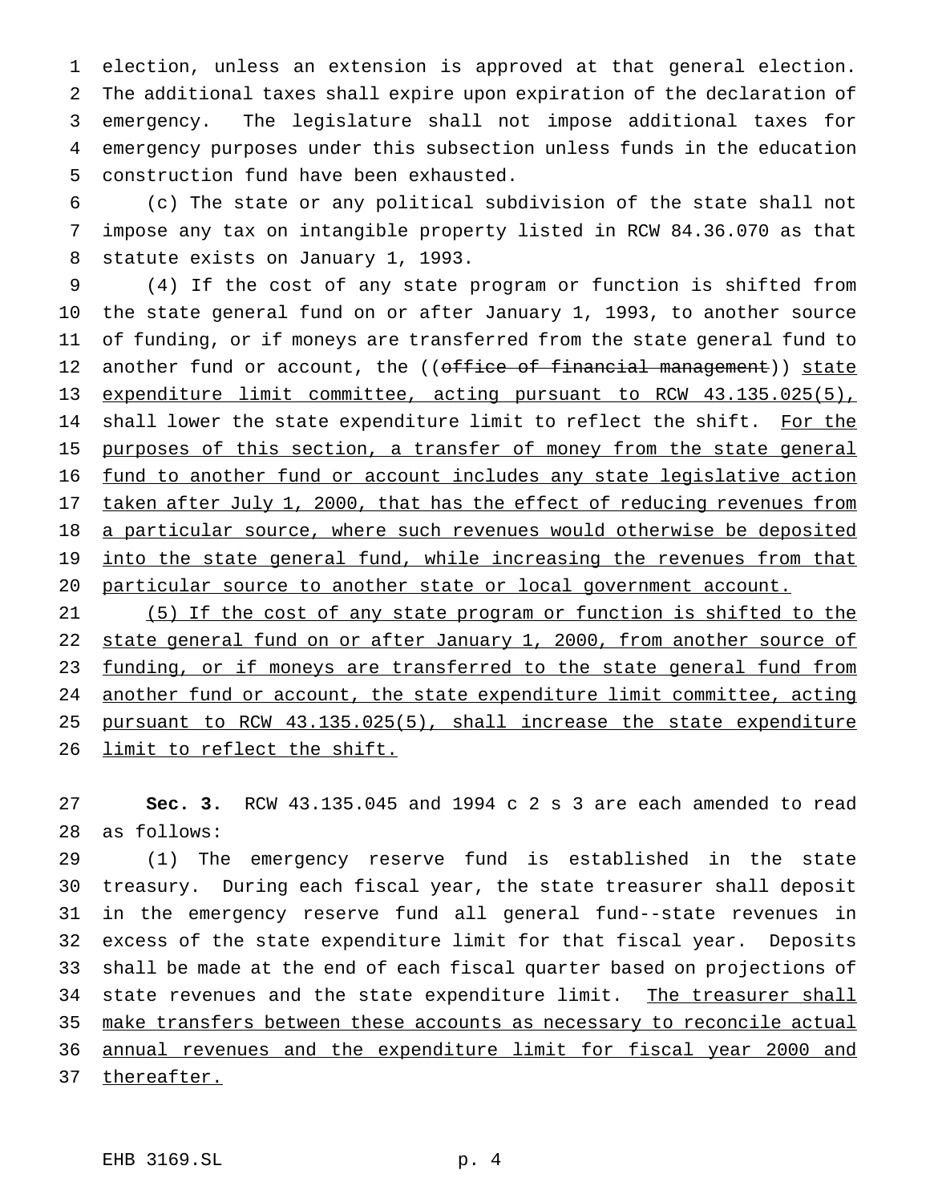election, unless an extension is approved at that general election. The additional taxes shall expire upon expiration of the declaration of emergency. The legislature shall not impose additional taxes for emergency purposes under this subsection unless funds in the education construction fund have been exhausted.

(c) The state or any political subdivision of the state shall not impose any tax on intangible property listed in RCW 84.36.070 as that statute exists on January 1, 1993.

(4) If the cost of any state program or function is shifted from the state general fund on or after January 1, 1993, to another source of funding, or if moneys are transferred from the state general fund to another fund or account, the ((~~office of financial management~~)) <u>state expenditure limit committee, acting pursuant to RCW 43.135.025(5),</u> shall lower the state expenditure limit to reflect the shift. <u>For the purposes of this section, a transfer of money from the state general fund to another fund or account includes any state legislative action taken after July 1, 2000, that has the effect of reducing revenues from a particular source, where such revenues would otherwise be deposited into the state general fund, while increasing the revenues from that particular source to another state or local government account.</u>

<u>(5) If the cost of any state program or function is shifted to the state general fund on or after January 1, 2000, from another source of funding, or if moneys are transferred to the state general fund from another fund or account, the state expenditure limit committee, acting pursuant to RCW 43.135.025(5), shall increase the state expenditure limit to reflect the shift.</u>

**Sec. 3.** RCW 43.135.045 and 1994 c 2 s 3 are each amended to read as follows:

(1) The emergency reserve fund is established in the state treasury. During each fiscal year, the state treasurer shall deposit in the emergency reserve fund all general fund--state revenues in excess of the state expenditure limit for that fiscal year. Deposits shall be made at the end of each fiscal quarter based on projections of state revenues and the state expenditure limit. <u>The treasurer shall make transfers between these accounts as necessary to reconcile actual annual revenues and the expenditure limit for fiscal year 2000 and thereafter.</u>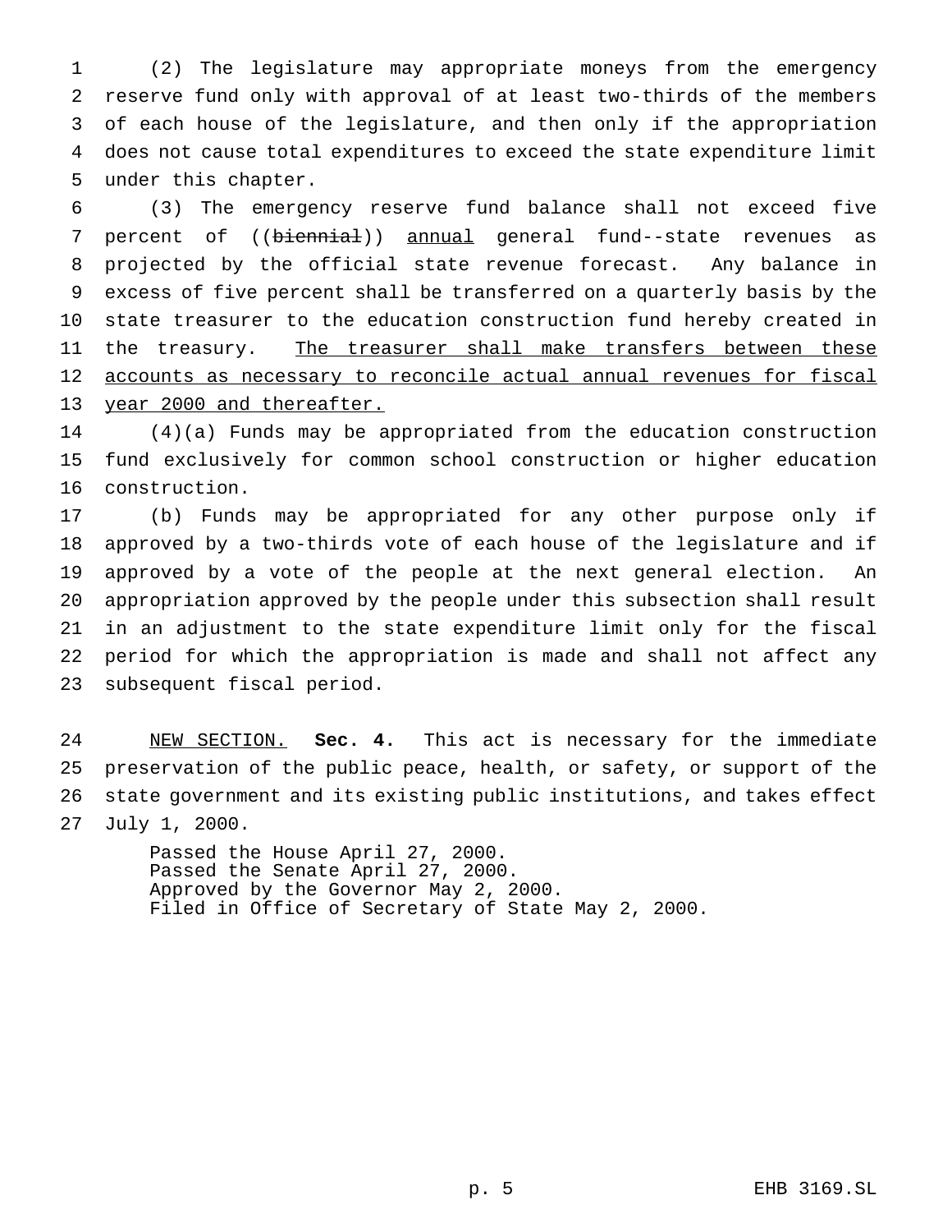(2) The legislature may appropriate moneys from the emergency reserve fund only with approval of at least two-thirds of the members of each house of the legislature, and then only if the appropriation does not cause total expenditures to exceed the state expenditure limit under this chapter.

(3) The emergency reserve fund balance shall not exceed five percent of ((~~biennial~~)) <u>annual</u> general fund--state revenues as projected by the official state revenue forecast. Any balance in excess of five percent shall be transferred on a quarterly basis by the state treasurer to the education construction fund hereby created in the treasury. <u>The treasurer shall make transfers between these accounts as necessary to reconcile actual annual revenues for fiscal year 2000 and thereafter.</u>

(4)(a) Funds may be appropriated from the education construction fund exclusively for common school construction or higher education construction.

(b) Funds may be appropriated for any other purpose only if approved by a two-thirds vote of each house of the legislature and if approved by a vote of the people at the next general election. An appropriation approved by the people under this subsection shall result in an adjustment to the state expenditure limit only for the fiscal period for which the appropriation is made and shall not affect any subsequent fiscal period.

<u>NEW SECTION.</u> **Sec. 4.** This act is necessary for the immediate preservation of the public peace, health, or safety, or support of the state government and its existing public institutions, and takes effect July 1, 2000.

Passed the House April 27, 2000.
Passed the Senate April 27, 2000.
Approved by the Governor May 2, 2000.
Filed in Office of Secretary of State May 2, 2000.